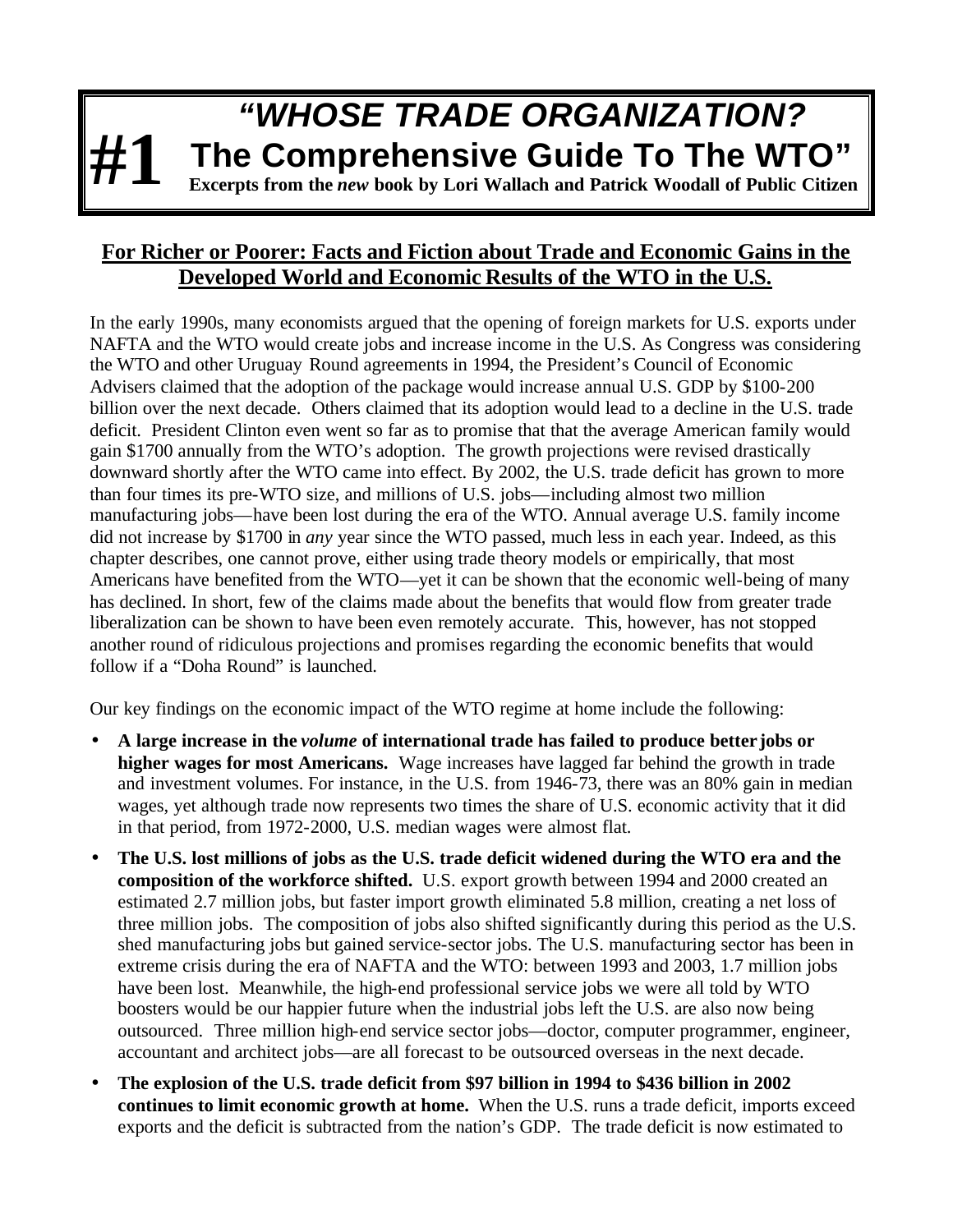# #1 *"WHOSE TRADE ORGANIZATION?* The Comprehensive Guide To The WTO"

**Excerpts from the *new* book by Lori Wallach and Patrick Woodall of Public Citizen**

## For Richer or Poorer: Facts and Fiction about Trade and Economic Gains in the Developed World and Economic Results of the WTO in the U.S.

In the early 1990s, many economists argued that the opening of foreign markets for U.S. exports under NAFTA and the WTO would create jobs and increase income in the U.S. As Congress was considering the WTO and other Uruguay Round agreements in 1994, the President's Council of Economic Advisers claimed that the adoption of the package would increase annual U.S. GDP by $100-200 billion over the next decade. Others claimed that its adoption would lead to a decline in the U.S. trade deficit. President Clinton even went so far as to promise that that the average American family would gain $1700 annually from the WTO's adoption. The growth projections were revised drastically downward shortly after the WTO came into effect. By 2002, the U.S. trade deficit has grown to more than four times its pre-WTO size, and millions of U.S. jobs—including almost two million manufacturing jobs—have been lost during the era of the WTO. Annual average U.S. family income did not increase by $1700 in *any* year since the WTO passed, much less in each year. Indeed, as this chapter describes, one cannot prove, either using trade theory models or empirically, that most Americans have benefited from the WTO—yet it can be shown that the economic well-being of many has declined. In short, few of the claims made about the benefits that would flow from greater trade liberalization can be shown to have been even remotely accurate. This, however, has not stopped another round of ridiculous projections and promises regarding the economic benefits that would follow if a "Doha Round" is launched.

Our key findings on the economic impact of the WTO regime at home include the following:

- **A large increase in the *volume* of international trade has failed to produce better jobs or higher wages for most Americans.** Wage increases have lagged far behind the growth in trade and investment volumes. For instance, in the U.S. from 1946-73, there was an 80% gain in median wages, yet although trade now represents two times the share of U.S. economic activity that it did in that period, from 1972-2000, U.S. median wages were almost flat.
- **The U.S. lost millions of jobs as the U.S. trade deficit widened during the WTO era and the composition of the workforce shifted.** U.S. export growth between 1994 and 2000 created an estimated 2.7 million jobs, but faster import growth eliminated 5.8 million, creating a net loss of three million jobs. The composition of jobs also shifted significantly during this period as the U.S. shed manufacturing jobs but gained service-sector jobs. The U.S. manufacturing sector has been in extreme crisis during the era of NAFTA and the WTO: between 1993 and 2003, 1.7 million jobs have been lost. Meanwhile, the high-end professional service jobs we were all told by WTO boosters would be our happier future when the industrial jobs left the U.S. are also now being outsourced. Three million high-end service sector jobs—doctor, computer programmer, engineer, accountant and architect jobs—are all forecast to be outsourced overseas in the next decade.
- **The explosion of the U.S. trade deficit from $97 billion in 1994 to $436 billion in 2002 continues to limit economic growth at home.** When the U.S. runs a trade deficit, imports exceed exports and the deficit is subtracted from the nation's GDP. The trade deficit is now estimated to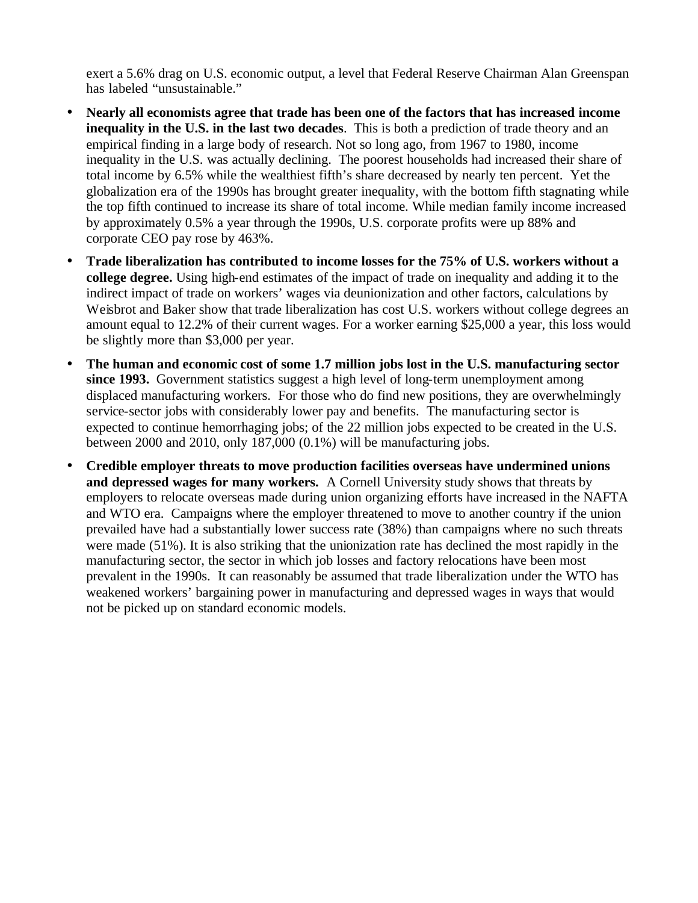exert a 5.6% drag on U.S. economic output, a level that Federal Reserve Chairman Alan Greenspan has labeled "unsustainable."

- **Nearly all economists agree that trade has been one of the factors that has increased income inequality in the U.S. in the last two decades**. This is both a prediction of trade theory and an empirical finding in a large body of research. Not so long ago, from 1967 to 1980, income inequality in the U.S. was actually declining. The poorest households had increased their share of total income by 6.5% while the wealthiest fifth's share decreased by nearly ten percent. Yet the globalization era of the 1990s has brought greater inequality, with the bottom fifth stagnating while the top fifth continued to increase its share of total income. While median family income increased by approximately 0.5% a year through the 1990s, U.S. corporate profits were up 88% and corporate CEO pay rose by 463%.
- **Trade liberalization has contributed to income losses for the 75% of U.S. workers without a college degree.** Using high-end estimates of the impact of trade on inequality and adding it to the indirect impact of trade on workers' wages via deunionization and other factors, calculations by Weisbrot and Baker show that trade liberalization has cost U.S. workers without college degrees an amount equal to 12.2% of their current wages. For a worker earning $25,000 a year, this loss would be slightly more than $3,000 per year.
- **The human and economic cost of some 1.7 million jobs lost in the U.S. manufacturing sector since 1993.** Government statistics suggest a high level of long-term unemployment among displaced manufacturing workers. For those who do find new positions, they are overwhelmingly service-sector jobs with considerably lower pay and benefits. The manufacturing sector is expected to continue hemorrhaging jobs; of the 22 million jobs expected to be created in the U.S. between 2000 and 2010, only 187,000 (0.1%) will be manufacturing jobs.
- **Credible employer threats to move production facilities overseas have undermined unions and depressed wages for many workers.** A Cornell University study shows that threats by employers to relocate overseas made during union organizing efforts have increased in the NAFTA and WTO era. Campaigns where the employer threatened to move to another country if the union prevailed have had a substantially lower success rate (38%) than campaigns where no such threats were made (51%). It is also striking that the unionization rate has declined the most rapidly in the manufacturing sector, the sector in which job losses and factory relocations have been most prevalent in the 1990s. It can reasonably be assumed that trade liberalization under the WTO has weakened workers' bargaining power in manufacturing and depressed wages in ways that would not be picked up on standard economic models.